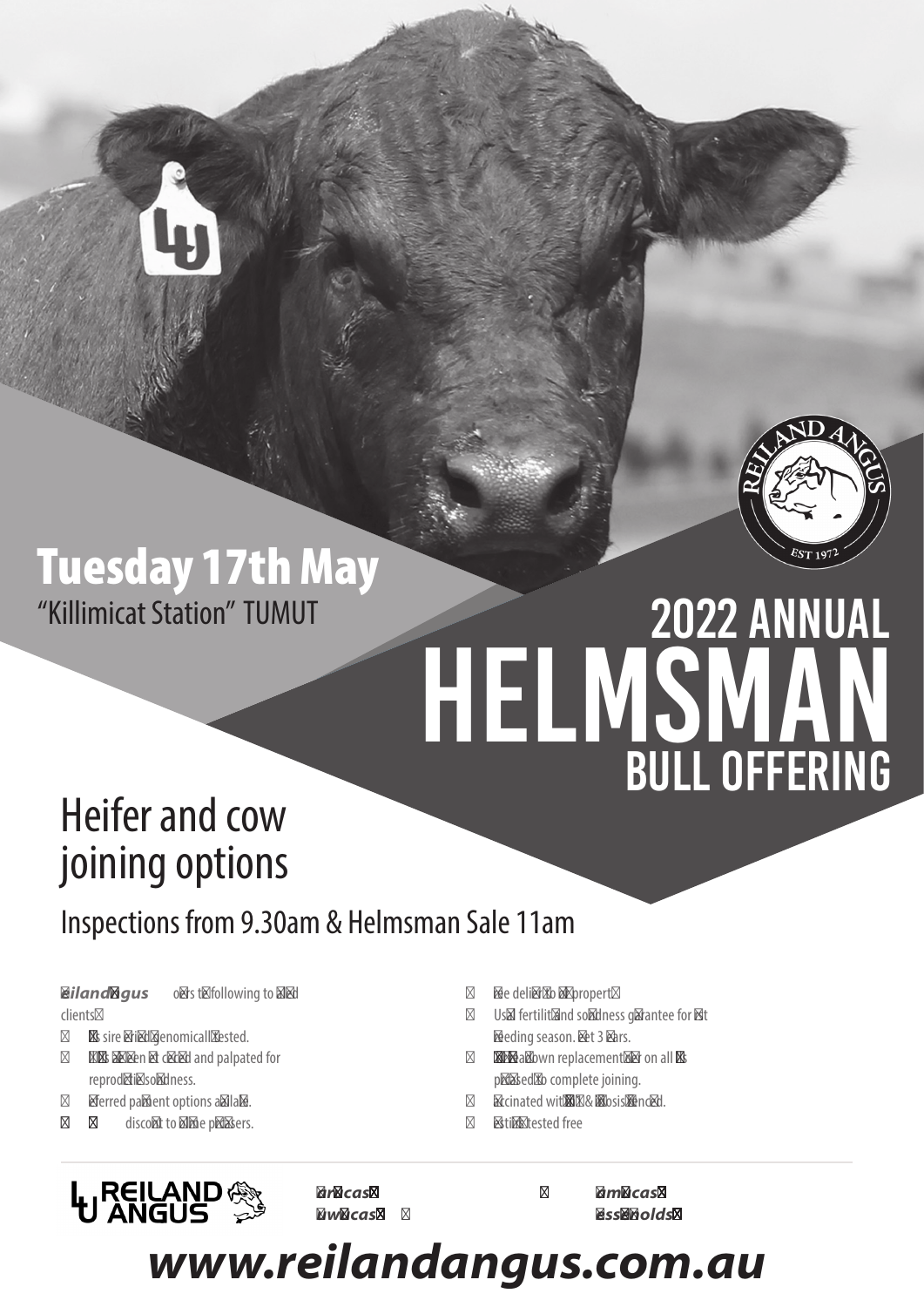# Tuesday 17th May

"Killimicat Station" TUMUT

REILAND ANGUS EST 1972

# 2022 ANNUAL HELMSMAN BULL OFFERING

## Heifer and cow joining options

### Inspections from 9.30am & Helmsman Sale 11am

***eiland gus*** o rs t following to d clients

- s sire ri d genomicall ested.
- s en t c d and palpated for reprod ti so dness.
- ferred pa ent options a la .
- discou t to e pu sers.
- e deli o propert
- Us fertilit nd so dness g rantee for t eding season. t 3 ars.
- a own replacement r on all s p sed o complete joining.
- ccinated wit & osis nc d.
- sti tested free

REILAND ANGUS

***ar cas***
***w cas***

***m cas***
***ss olds***

# *www.reilandangus.com.au*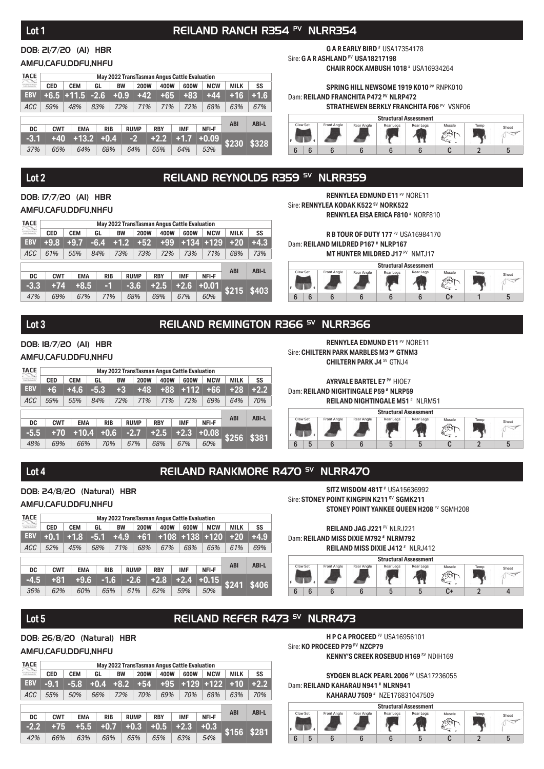## Lot 1 — REILAND RANCH R354 [PV] NLRR354

**DOB: 21/7/20 (AI) HBR**

**AMFU,CAFU,DDFU,NHFU**

**G A R EARLY BIRD** [#] USA17354178
Sire: **G A R ASHLAND** [PV] **USA18217198**
**CHAIR ROCK AMBUSH 1018** [#] USA16934264

**SPRING HILL NEWSOME 1919 K010** [PV] RNPK010
Dam: **REILAND FRANCHITA P472** [PV] **NLRP472**
**STRATHEWEN BERKLY FRANCHITA F06** [PV] VSNF06

| May 2022 TransTasman Angus Cattle Evaluation | CED | CEM | GL | BW | 200W | 400W | 600W | MCW | MILK | SS |
|---|---|---|---|---|---|---|---|---|---|---|
| EBV | +6.5 | +11.5 | -2.6 | +0.9 | +42 | +65 | +83 | +44 | +16 | +1.6 |
| ACC | 59% | 48% | 83% | 72% | 71% | 71% | 72% | 68% | 63% | 67% |

| DC | CWT | EMA | RIB | RUMP | RBY | IMF | NFI-F | ABI | ABI-L |
|---|---|---|---|---|---|---|---|---|---|
| -3.1 | +40 | +13.2 | +0.4 | -2 | +2.2 | +1.7 | +0.09 | $230 | $328 |
| 37% | 65% | 64% | 68% | 64% | 65% | 64% | 53% | | |

| Structural Assessment | | | | | | | | |
|---|---|---|---|---|---|---|---|---|
| Claw Set F | Claw Set H | Front Angle | Rear Angle | Rear Legs | Rear Legs | Muscle | Temp | Sheat |
| 6 | 6 | 6 | 6 | 6 | 6 | C | 2 | 5 |

## Lot 2 — REILAND REYNOLDS R359 [SV] NLRR359

**DOB: 17/7/20 (AI) HBR**

**AMFU,CAFU,DDFU,NHFU**

**RENNYLEA EDMUND E11** [PV] NORE11
Sire: **RENNYLEA KODAK K522** [SV] **NORK522**
**RENNYLEA EISA ERICA F810** [#] NORF810

**R B TOUR OF DUTY 177** [PV] USA16984170
Dam: **REILAND MILDRED P167** [#] **NLRP167**
**MT HUNTER MILDRED J17** [PV] NMTJ17

| May 2022 TransTasman Angus Cattle Evaluation | CED | CEM | GL | BW | 200W | 400W | 600W | MCW | MILK | SS |
|---|---|---|---|---|---|---|---|---|---|---|
| EBV | +9.8 | +9.7 | -6.4 | +1.2 | +52 | +99 | +134 | +129 | +20 | +4.3 |
| ACC | 61% | 55% | 84% | 73% | 73% | 72% | 73% | 71% | 68% | 73% |

| DC | CWT | EMA | RIB | RUMP | RBY | IMF | NFI-F | ABI | ABI-L |
|---|---|---|---|---|---|---|---|---|---|
| -3.3 | +74 | +8.5 | -1 | -3.6 | +2.5 | +2.6 | +0.01 | $215 | $403 |
| 47% | 69% | 67% | 71% | 68% | 69% | 67% | 60% | | |

| Structural Assessment | | | | | | | | |
|---|---|---|---|---|---|---|---|---|
| Claw Set F | Claw Set H | Front Angle | Rear Angle | Rear Legs | Rear Legs | Muscle | Temp | Sheat |
| 6 | 6 | 6 | 6 | 6 | 6 | C+ | 1 | 5 |

## Lot 3 — REILAND REMINGTON R366 [SV] NLRR366

**DOB: 18/7/20 (AI) HBR**

**AMFU,CAFU,DDFU,NHFU**

**RENNYLEA EDMUND E11** [PV] NORE11
Sire: **CHILTERN PARK MARBLES M3** [PV] **GTNM3**
**CHILTERN PARK J4** [SV] GTNJ4

**AYRVALE BARTEL E7** [PV] HIOE7
Dam: **REILAND NIGHTINGALE P59** [#] **NLRP59**
**REILAND NIGHTINGALE M51** [#] NLRM51

| May 2022 TransTasman Angus Cattle Evaluation | CED | CEM | GL | BW | 200W | 400W | 600W | MCW | MILK | SS |
|---|---|---|---|---|---|---|---|---|---|---|
| EBV | +6 | +4.6 | -5.3 | +3 | +48 | +88 | +112 | +66 | +28 | +2.2 |
| ACC | 59% | 55% | 84% | 72% | 71% | 71% | 72% | 69% | 64% | 70% |

| DC | CWT | EMA | RIB | RUMP | RBY | IMF | NFI-F | ABI | ABI-L |
|---|---|---|---|---|---|---|---|---|---|
| -5.5 | +70 | +10.4 | +0.6 | -2.7 | +2.5 | +2.3 | +0.08 | $256 | $381 |
| 48% | 69% | 66% | 70% | 67% | 68% | 67% | 60% | | |

| Structural Assessment | | | | | | | | |
|---|---|---|---|---|---|---|---|---|
| Claw Set F | Claw Set H | Front Angle | Rear Angle | Rear Legs | Rear Legs | Muscle | Temp | Sheat |
| 6 | 5 | 6 | 6 | 5 | 5 | C | 2 | 5 |

## Lot 4 — REILAND RANKMORE R470 [SV] NLRR470

**DOB: 24/8/20 (Natural) HBR**

**AMFU,CAFU,DDFU,NHFU**

**SITZ WISDOM 481T** [#] USA15636992
Sire: **STONEY POINT KINGPIN K211** [SV] **SGMK211**
**STONEY POINT YANKEE QUEEN H208** [PV] SGMH208

**REILAND JAG J221** [PV] NLRJ221
Dam: **REILAND MISS DIXIE M792** [#] **NLRM792**
**REILAND MISS DIXIE J412** [#] NLRJ412

| May 2022 TransTasman Angus Cattle Evaluation | CED | CEM | GL | BW | 200W | 400W | 600W | MCW | MILK | SS |
|---|---|---|---|---|---|---|---|---|---|---|
| EBV | +0.1 | +1.8 | -5.1 | +4.9 | +61 | +108 | +138 | +120 | +20 | +4.9 |
| ACC | 52% | 45% | 68% | 71% | 68% | 67% | 68% | 65% | 61% | 69% |

| DC | CWT | EMA | RIB | RUMP | RBY | IMF | NFI-F | ABI | ABI-L |
|---|---|---|---|---|---|---|---|---|---|
| -4.5 | +81 | +9.6 | -1.6 | -2.6 | +2.8 | +2.4 | +0.15 | $241 | $406 |
| 36% | 62% | 60% | 65% | 61% | 62% | 59% | 50% | | |

| Structural Assessment | | | | | | | | |
|---|---|---|---|---|---|---|---|---|
| Claw Set F | Claw Set H | Front Angle | Rear Angle | Rear Legs | Rear Legs | Muscle | Temp | Sheat |
| 6 | 6 | 6 | 6 | 5 | 5 | C+ | 2 | 4 |

## Lot 5 — REILAND REFER R473 [SV] NLRR473

**DOB: 26/8/20 (Natural) HBR**

**AMFU,CAFU,DDFU,NHFU**

**H P C A PROCEED** [PV] USA16956101
Sire: **KO PROCEED P79** [PV] **NZCP79**
**KENNY'S CREEK ROSEBUD H169** [SV] NDIH169

**SYDGEN BLACK PEARL 2006** [PV] USA17236055
Dam: **REILAND KAHARAU N941** [#] **NLRN941**
**KAHARAU 7509** [#] NZE176831047509

| May 2022 TransTasman Angus Cattle Evaluation | CED | CEM | GL | BW | 200W | 400W | 600W | MCW | MILK | SS |
|---|---|---|---|---|---|---|---|---|---|---|
| EBV | -9.1 | -5.8 | +0.4 | +8.2 | +54 | +95 | +129 | +122 | +10 | +2.2 |
| ACC | 55% | 50% | 66% | 72% | 70% | 69% | 70% | 68% | 63% | 70% |

| DC | CWT | EMA | RIB | RUMP | RBY | IMF | NFI-F | ABI | ABI-L |
|---|---|---|---|---|---|---|---|---|---|
| -2.2 | +75 | +5.5 | +0.7 | +0.3 | +0.5 | +2.3 | +0.3 | $156 | $281 |
| 42% | 66% | 63% | 68% | 65% | 65% | 63% | 54% | | |

| Structural Assessment | | | | | | | | |
|---|---|---|---|---|---|---|---|---|
| Claw Set F | Claw Set H | Front Angle | Rear Angle | Rear Legs | Rear Legs | Muscle | Temp | Sheat |
| 6 | 5 | 6 | 6 | 6 | 5 | C | 2 | 5 |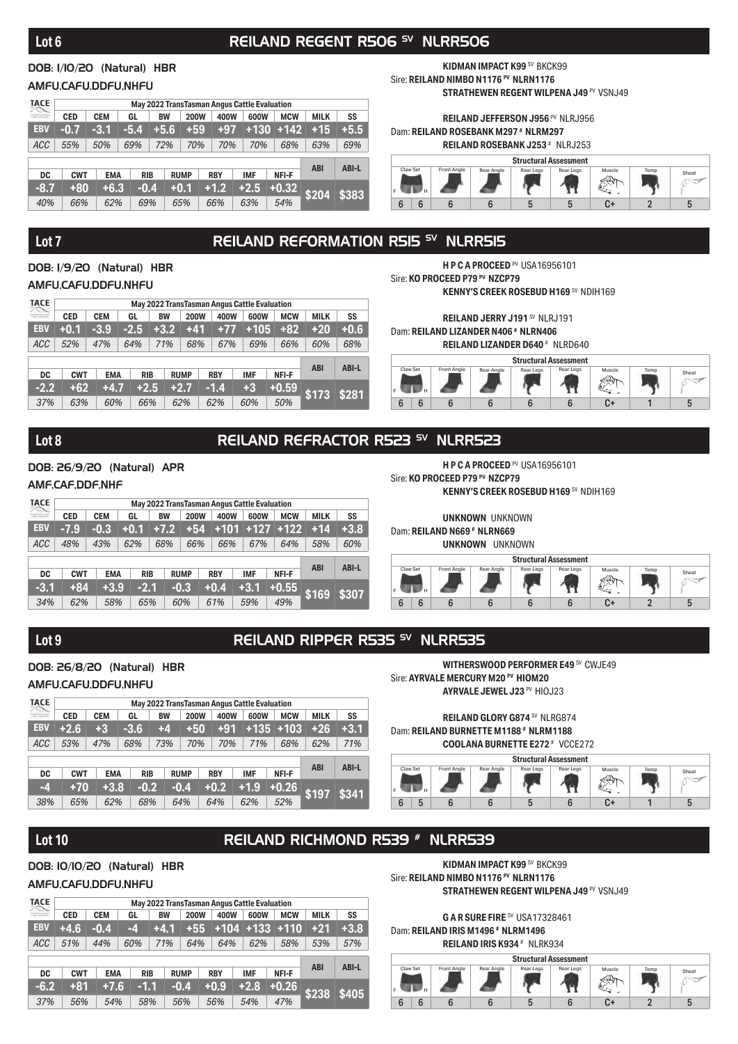## Lot 6 — REILAND REGENT R506 SV NLRR506

**DOB: 1/10/20 (Natural) HBR**

**AMFU,CAFU,DDFU,NHFU**

Sire: **REILAND NIMBO N1176 PV NLRN1176** (KIDMAN IMPACT K99 SV BKCK99 × STRATHEWEN REGENT WILPENA J49 PV VSNJ49)

Dam: **REILAND ROSEBANK M297 # NLRM297** (REILAND JEFFERSON J956 PV NLRJ956 × REILAND ROSEBANK J253 # NLRJ253)

| May 2022 TransTasman Angus Cattle Evaluation | CED | CEM | GL | BW | 200W | 400W | 600W | MCW | MILK | SS |
|---|---|---|---|---|---|---|---|---|---|---|
| EBV | -0.7 | -3.1 | -5.4 | +5.6 | +59 | +97 | +130 | +142 | +15 | +5.5 |
| ACC | 55% | 50% | 69% | 72% | 70% | 70% | 70% | 68% | 63% | 69% |

| | DC | CWT | EMA | RIB | RUMP | RBY | IMF | NFI-F | ABI | ABI-L |
|---|---|---|---|---|---|---|---|---|---|---|
| EBV | -8.7 | +80 | +6.3 | -0.4 | +0.1 | +1.2 | +2.5 | +0.32 | $204 | $383 |
| ACC | 40% | 66% | 62% | 69% | 65% | 66% | 63% | 54% | | |

| Structural Assessment | Claw Set F | Claw Set H | Front Angle | Rear Angle | Rear Legs | Rear Legs | Muscle | Temp | Sheat |
|---|---|---|---|---|---|---|---|---|---|
| | 6 | 6 | 6 | 6 | 5 | 5 | C+ | 2 | 5 |

## Lot 7 — REILAND REFORMATION R515 SV NLRR515

**DOB: 1/9/20 (Natural) HBR**

**AMFU,CAFU,DDFU,NHFU**

Sire: **KO PROCEED P79 PV NZCP79** (H P C A PROCEED PV USA16956101 × KENNY'S CREEK ROSEBUD H169 SV NDIH169)

Dam: **REILAND LIZANDER N406 # NLRN406** (REILAND JERRY J191 SV NLRJ191 × REILAND LIZANDER D640 # NLRD640)

| May 2022 TransTasman Angus Cattle Evaluation | CED | CEM | GL | BW | 200W | 400W | 600W | MCW | MILK | SS |
|---|---|---|---|---|---|---|---|---|---|---|
| EBV | +0.1 | -3.9 | -2.5 | +3.2 | +41 | +77 | +105 | +82 | +20 | +0.6 |
| ACC | 52% | 47% | 64% | 71% | 68% | 67% | 69% | 66% | 60% | 68% |

| | DC | CWT | EMA | RIB | RUMP | RBY | IMF | NFI-F | ABI | ABI-L |
|---|---|---|---|---|---|---|---|---|---|---|
| EBV | -2.2 | +62 | +4.7 | +2.5 | +2.7 | -1.4 | +3 | +0.59 | $173 | $281 |
| ACC | 37% | 63% | 60% | 66% | 62% | 62% | 60% | 50% | | |

| Structural Assessment | Claw Set F | Claw Set H | Front Angle | Rear Angle | Rear Legs | Rear Legs | Muscle | Temp | Sheat |
|---|---|---|---|---|---|---|---|---|---|
| | 6 | 6 | 6 | 6 | 6 | 6 | C+ | 1 | 5 |

## Lot 8 — REILAND REFRACTOR R523 SV NLRR523

**DOB: 26/9/20 (Natural) APR**

**AMF,CAF,DDF,NHF**

Sire: **KO PROCEED P79 PV NZCP79** (H P C A PROCEED PV USA16956101 × KENNY'S CREEK ROSEBUD H169 SV NDIH169)

Dam: **REILAND N669 # NLRN669** (UNKNOWN UNKNOWN × UNKNOWN UNKNOWN)

| May 2022 TransTasman Angus Cattle Evaluation | CED | CEM | GL | BW | 200W | 400W | 600W | MCW | MILK | SS |
|---|---|---|---|---|---|---|---|---|---|---|
| EBV | -7.9 | -0.3 | +0.1 | +7.2 | +54 | +101 | +127 | +122 | +14 | +3.8 |
| ACC | 48% | 43% | 62% | 68% | 66% | 66% | 67% | 64% | 58% | 60% |

| | DC | CWT | EMA | RIB | RUMP | RBY | IMF | NFI-F | ABI | ABI-L |
|---|---|---|---|---|---|---|---|---|---|---|
| EBV | -3.1 | +84 | +3.9 | -2.1 | -0.3 | +0.4 | +3.1 | +0.55 | $169 | $307 |
| ACC | 34% | 62% | 58% | 65% | 60% | 61% | 59% | 49% | | |

| Structural Assessment | Claw Set F | Claw Set H | Front Angle | Rear Angle | Rear Legs | Rear Legs | Muscle | Temp | Sheat |
|---|---|---|---|---|---|---|---|---|---|
| | 6 | 6 | 6 | 6 | 6 | 6 | C+ | 2 | 5 |

## Lot 9 — REILAND RIPPER R535 SV NLRR535

**DOB: 26/8/20 (Natural) HBR**

**AMFU,CAFU,DDFU,NHFU**

Sire: **AYRVALE MERCURY M20 PV HIOM20** (WITHERSWOOD PERFORMER E49 SV CWJE49 × AYRVALE JEWEL J23 PV HIOJ23)

Dam: **REILAND BURNETTE M1188 # NLRM1188** (REILAND GLORY G874 SV NLRG874 × COOLANA BURNETTE E272 # VCCE272)

| May 2022 TransTasman Angus Cattle Evaluation | CED | CEM | GL | BW | 200W | 400W | 600W | MCW | MILK | SS |
|---|---|---|---|---|---|---|---|---|---|---|
| EBV | +2.6 | +3 | -3.6 | +4 | +50 | +91 | +135 | +103 | +26 | +3.1 |
| ACC | 53% | 47% | 68% | 73% | 70% | 70% | 71% | 68% | 62% | 71% |

| | DC | CWT | EMA | RIB | RUMP | RBY | IMF | NFI-F | ABI | ABI-L |
|---|---|---|---|---|---|---|---|---|---|---|
| EBV | -4 | +70 | +3.8 | -0.2 | -0.4 | +0.2 | +1.9 | +0.26 | $197 | $341 |
| ACC | 38% | 65% | 62% | 68% | 64% | 64% | 62% | 52% | | |

| Structural Assessment | Claw Set F | Claw Set H | Front Angle | Rear Angle | Rear Legs | Rear Legs | Muscle | Temp | Sheat |
|---|---|---|---|---|---|---|---|---|---|
| | 6 | 5 | 6 | 6 | 5 | 6 | C+ | 1 | 5 |

## Lot 10 — REILAND RICHMOND R539 # NLRR539

**DOB: 10/10/20 (Natural) HBR**

**AMFU,CAFU,DDFU,NHFU**

Sire: **REILAND NIMBO N1176 PV NLRN1176** (KIDMAN IMPACT K99 SV BKCK99 × STRATHEWEN REGENT WILPENA J49 PV VSNJ49)

Dam: **REILAND IRIS M1496 # NLRM1496** (G A R SURE FIRE SV USA17328461 × REILAND IRIS K934 # NLRK934)

| May 2022 TransTasman Angus Cattle Evaluation | CED | CEM | GL | BW | 200W | 400W | 600W | MCW | MILK | SS |
|---|---|---|---|---|---|---|---|---|---|---|
| EBV | +4.6 | -0.4 | -4 | +4.1 | +55 | +104 | +133 | +110 | +21 | +3.8 |
| ACC | 51% | 44% | 60% | 71% | 64% | 64% | 62% | 58% | 53% | 57% |

| | DC | CWT | EMA | RIB | RUMP | RBY | IMF | NFI-F | ABI | ABI-L |
|---|---|---|---|---|---|---|---|---|---|---|
| EBV | -6.2 | +81 | +7.6 | -1.1 | -0.4 | +0.9 | +2.8 | +0.26 | $238 | $405 |
| ACC | 37% | 56% | 54% | 58% | 56% | 56% | 54% | 47% | | |

| Structural Assessment | Claw Set F | Claw Set H | Front Angle | Rear Angle | Rear Legs | Rear Legs | Muscle | Temp | Sheat |
|---|---|---|---|---|---|---|---|---|---|
| | 6 | 6 | 6 | 6 | 5 | 6 | C+ | 2 | 5 |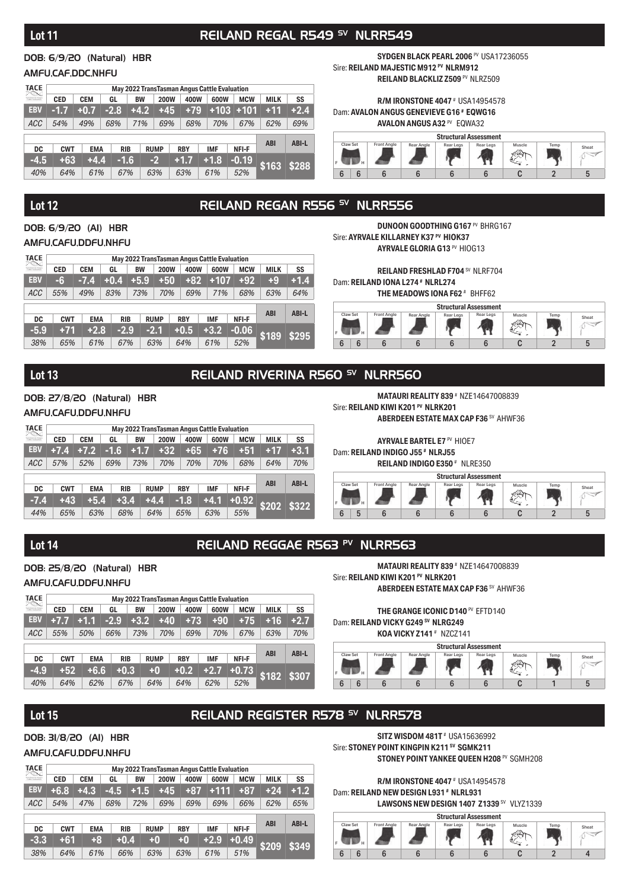## Lot 11 — REILAND REGAL R549 SV NLRR549

**DOB: 6/9/20 (Natural) HBR**

**AMFU,CAF,DDC,NHFU**

| TACE | May 2022 TransTasman Angus Cattle Evaluation | | | | | | | | | |
|---|---|---|---|---|---|---|---|---|---|---|
| | CED | CEM | GL | BW | 200W | 400W | 600W | MCW | MILK | SS |
| EBV | -1.7 | +0.7 | -2.8 | +4.2 | +45 | +79 | +103 | +101 | +11 | +2.4 |
| ACC | 54% | 49% | 68% | 71% | 69% | 68% | 70% | 67% | 62% | 69% |

| DC | CWT | EMA | RIB | RUMP | RBY | IMF | NFI-F | ABI | ABI-L |
|---|---|---|---|---|---|---|---|---|---|
| -4.5 | +63 | +4.4 | -1.6 | -2 | +1.7 | +1.8 | -0.19 | $163 | $288 |
| 40% | 64% | 61% | 67% | 63% | 63% | 61% | 52% | | |

SYDGEN BLACK PEARL 2006 PV USA17236055
Sire: **REILAND MAJESTIC M912 PV NLRM912**
REILAND BLACKLIZ Z509 PV NLRZ509

R/M IRONSTONE 4047 # USA14954578
Dam: **AVALON ANGUS GENEVIEVE G16 # EQWG16**
AVALON ANGUS A32 PV EQWA32

| Structural Assessment | | | | | | | | |
|---|---|---|---|---|---|---|---|---|
| Claw Set F | Claw Set H | Front Angle | Rear Angle | Rear Legs | Rear Legs | Muscle | Temp | Sheat |
| 6 | 6 | 6 | 6 | 6 | 6 | C | 2 | 5 |

## Lot 12 — REILAND REGAN R556 SV NLRR556

**DOB: 6/9/20 (AI) HBR**

**AMFU,CAFU,DDFU,NHFU**

| TACE | May 2022 TransTasman Angus Cattle Evaluation | | | | | | | | | |
|---|---|---|---|---|---|---|---|---|---|---|
| | CED | CEM | GL | BW | 200W | 400W | 600W | MCW | MILK | SS |
| EBV | -6 | -7.4 | +0.4 | +5.9 | +50 | +82 | +107 | +92 | +9 | +1.4 |
| ACC | 55% | 49% | 83% | 73% | 70% | 69% | 71% | 68% | 63% | 64% |

| DC | CWT | EMA | RIB | RUMP | RBY | IMF | NFI-F | ABI | ABI-L |
|---|---|---|---|---|---|---|---|---|---|
| -5.9 | +71 | +2.8 | -2.9 | -2.1 | +0.5 | +3.2 | -0.06 | $189 | $295 |
| 38% | 65% | 61% | 67% | 63% | 64% | 61% | 52% | | |

DUNOON GOODTHING G167 PV BHRG167
Sire: **AYRVALE KILLARNEY K37 PV HIOK37**
AYRVALE GLORIA G13 PV HIOG13

REILAND FRESHLAD F704 SV NLRF704
Dam: **REILAND IONA L274 # NLRL274**
THE MEADOWS IONA F62 # BHFF62

| Structural Assessment | | | | | | | | |
|---|---|---|---|---|---|---|---|---|
| Claw Set F | Claw Set H | Front Angle | Rear Angle | Rear Legs | Rear Legs | Muscle | Temp | Sheat |
| 6 | 6 | 6 | 6 | 6 | 6 | C | 2 | 5 |

## Lot 13 — REILAND RIVERINA R560 SV NLRR560

**DOB: 27/8/20 (Natural) HBR**

**AMFU,CAFU,DDFU,NHFU**

| TACE | May 2022 TransTasman Angus Cattle Evaluation | | | | | | | | | |
|---|---|---|---|---|---|---|---|---|---|---|
| | CED | CEM | GL | BW | 200W | 400W | 600W | MCW | MILK | SS |
| EBV | +7.4 | +7.2 | -1.6 | +1.7 | +32 | +65 | +76 | +51 | +17 | +3.1 |
| ACC | 57% | 52% | 69% | 73% | 70% | 70% | 70% | 68% | 64% | 70% |

| DC | CWT | EMA | RIB | RUMP | RBY | IMF | NFI-F | ABI | ABI-L |
|---|---|---|---|---|---|---|---|---|---|
| -7.4 | +43 | +5.4 | +3.4 | +4.4 | -1.8 | +4.1 | +0.92 | $202 | $322 |
| 44% | 65% | 63% | 68% | 64% | 65% | 63% | 55% | | |

MATAURI REALITY 839 # NZE14647008839
Sire: **REILAND KIWI K201 PV NLRK201**
ABERDEEN ESTATE MAX CAP F36 SV AHWF36

AYRVALE BARTEL E7 PV HIOE7
Dam: **REILAND INDIGO J55 # NLRJ55**
REILAND INDIGO E350 # NLRE350

| Structural Assessment | | | | | | | | |
|---|---|---|---|---|---|---|---|---|
| Claw Set F | Claw Set H | Front Angle | Rear Angle | Rear Legs | Rear Legs | Muscle | Temp | Sheat |
| 6 | 5 | 6 | 6 | 6 | 6 | C | 2 | 5 |

## Lot 14 — REILAND REGGAE R563 PV NLRR563

**DOB: 25/8/20 (Natural) HBR**

**AMFU,CAFU,DDFU,NHFU**

| TACE | May 2022 TransTasman Angus Cattle Evaluation | | | | | | | | | |
|---|---|---|---|---|---|---|---|---|---|---|
| | CED | CEM | GL | BW | 200W | 400W | 600W | MCW | MILK | SS |
| EBV | +7.7 | +1.1 | -2.9 | +3.2 | +40 | +73 | +90 | +75 | +16 | +2.7 |
| ACC | 55% | 50% | 66% | 73% | 70% | 69% | 70% | 67% | 63% | 70% |

| DC | CWT | EMA | RIB | RUMP | RBY | IMF | NFI-F | ABI | ABI-L |
|---|---|---|---|---|---|---|---|---|---|
| -4.9 | +52 | +6.6 | +0.3 | +0 | +0.2 | +2.7 | +0.73 | $182 | $307 |
| 40% | 64% | 62% | 67% | 64% | 64% | 62% | 52% | | |

MATAURI REALITY 839 # NZE14647008839
Sire: **REILAND KIWI K201 PV NLRK201**
ABERDEEN ESTATE MAX CAP F36 SV AHWF36

THE GRANGE ICONIC D140 PV EFTD140
Dam: **REILAND VICKY G249 SV NLRG249**
KOA VICKY Z141 # NZCZ141

| Structural Assessment | | | | | | | | |
|---|---|---|---|---|---|---|---|---|
| Claw Set F | Claw Set H | Front Angle | Rear Angle | Rear Legs | Rear Legs | Muscle | Temp | Sheat |
| 6 | 6 | 6 | 6 | 6 | 6 | C | 1 | 5 |

## Lot 15 — REILAND REGISTER R578 SV NLRR578

**DOB: 31/8/20 (AI) HBR**

**AMFU,CAFU,DDFU,NHFU**

| TACE | May 2022 TransTasman Angus Cattle Evaluation | | | | | | | | | |
|---|---|---|---|---|---|---|---|---|---|---|
| | CED | CEM | GL | BW | 200W | 400W | 600W | MCW | MILK | SS |
| EBV | +6.8 | +4.3 | -4.5 | +1.5 | +45 | +87 | +111 | +87 | +24 | +1.2 |
| ACC | 54% | 47% | 68% | 72% | 69% | 69% | 69% | 66% | 62% | 65% |

| DC | CWT | EMA | RIB | RUMP | RBY | IMF | NFI-F | ABI | ABI-L |
|---|---|---|---|---|---|---|---|---|---|
| -3.3 | +61 | +8 | +0.4 | +0 | +0 | +2.9 | +0.49 | $209 | $349 |
| 38% | 64% | 61% | 66% | 63% | 63% | 61% | 51% | | |

SITZ WISDOM 481T # USA15636992
Sire: **STONEY POINT KINGPIN K211 SV SGMK211**
STONEY POINT YANKEE QUEEN H208 PV SGMH208

R/M IRONSTONE 4047 # USA14954578
Dam: **REILAND NEW DESIGN L931 # NLRL931**
LAWSONS NEW DESIGN 1407 Z1339 SV VLYZ1339

| Structural Assessment | | | | | | | | |
|---|---|---|---|---|---|---|---|---|
| Claw Set F | Claw Set H | Front Angle | Rear Angle | Rear Legs | Rear Legs | Muscle | Temp | Sheat |
| 6 | 6 | 6 | 6 | 6 | 6 | C | 2 | 4 |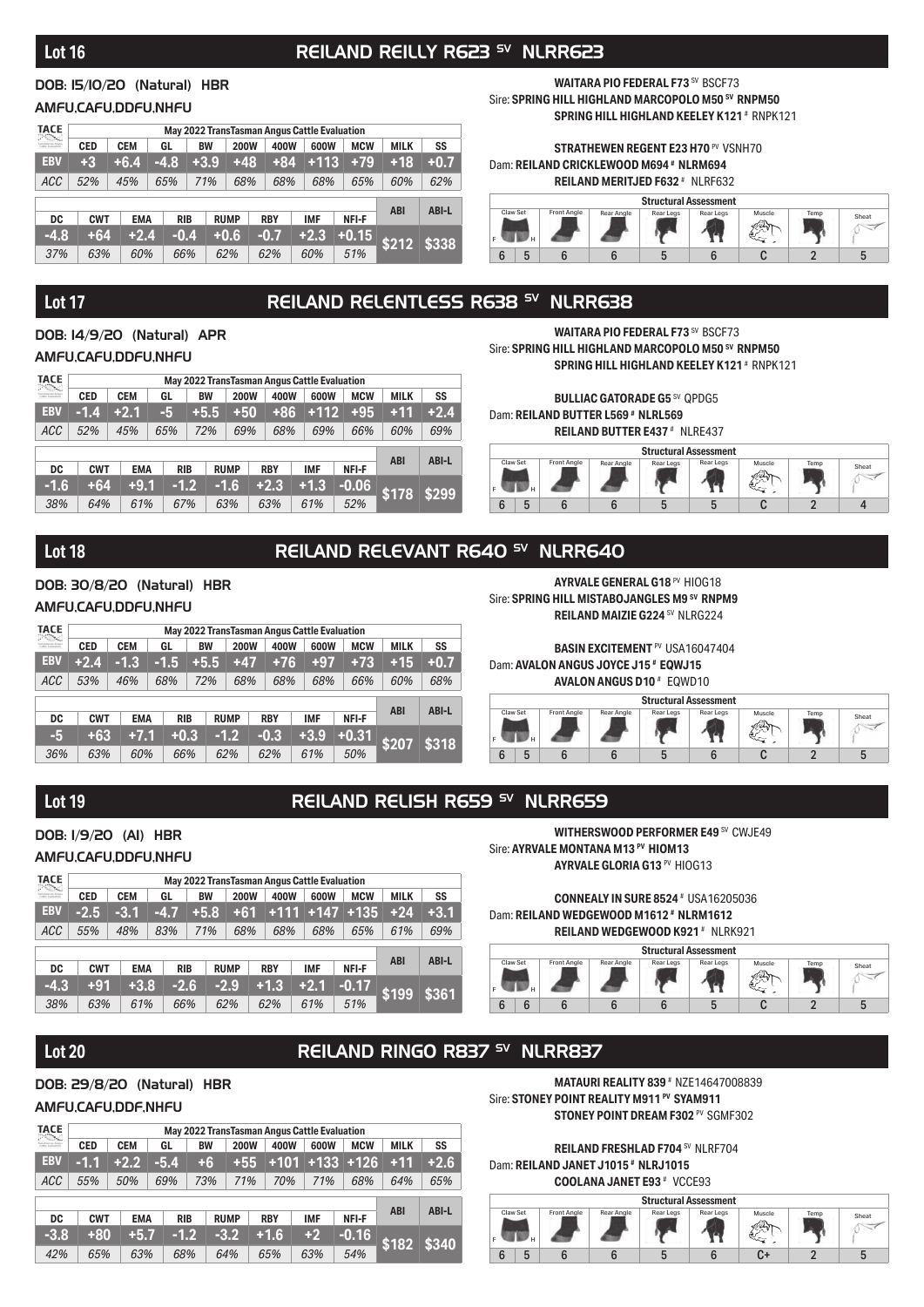## Lot 16 — REILAND REILLY R623 SV NLRR623

**DOB: 15/10/20 (Natural) HBR**

**AMFU,CAFU,DDFU,NHFU**

May 2022 TransTasman Angus Cattle Evaluation

| | CED | CEM | GL | BW | 200W | 400W | 600W | MCW | MILK | SS |
|---|---|---|---|---|---|---|---|---|---|---|
| EBV | +3 | +6.4 | -4.8 | +3.9 | +48 | +84 | +113 | +79 | +18 | +0.7 |
| ACC | 52% | 45% | 65% | 71% | 68% | 68% | 68% | 65% | 60% | 62% |

| DC | CWT | EMA | RIB | RUMP | RBY | IMF | NFI-F | ABI | ABI-L |
|---|---|---|---|---|---|---|---|---|---|
| -4.8 | +64 | +2.4 | -0.4 | +0.6 | -0.7 | +2.3 | +0.15 | $212 | $338 |
| 37% | 63% | 60% | 66% | 62% | 62% | 60% | 51% | | |

WAITARA PIO FEDERAL F73 SV BSCF73
Sire: **SPRING HILL HIGHLAND MARCOPOLO M50 SV RNPM50**
SPRING HILL HIGHLAND KEELEY K121 # RNPK121

STRATHEWEN REGENT E23 H70 PV VSNH70
Dam: **REILAND CRICKLEWOOD M694 # NLRM694**
REILAND MERITJED F632 # NLRF632

Structural Assessment

| Claw Set F | Claw Set H | Front Angle | Rear Angle | Rear Legs | Rear Legs | Muscle | Temp | Sheat |
|---|---|---|---|---|---|---|---|---|
| 6 | 5 | 6 | 6 | 5 | 6 | C | 2 | 5 |

## Lot 17 — REILAND RELENTLESS R638 SV NLRR638

**DOB: 14/9/20 (Natural) APR**

**AMFU,CAFU,DDFU,NHFU**

May 2022 TransTasman Angus Cattle Evaluation

| | CED | CEM | GL | BW | 200W | 400W | 600W | MCW | MILK | SS |
|---|---|---|---|---|---|---|---|---|---|---|
| EBV | -1.4 | +2.1 | -5 | +5.5 | +50 | +86 | +112 | +95 | +11 | +2.4 |
| ACC | 52% | 45% | 65% | 72% | 69% | 68% | 69% | 66% | 60% | 69% |

| DC | CWT | EMA | RIB | RUMP | RBY | IMF | NFI-F | ABI | ABI-L |
|---|---|---|---|---|---|---|---|---|---|
| -1.6 | +64 | +9.1 | -1.2 | -1.6 | +2.3 | +1.3 | -0.06 | $178 | $299 |
| 38% | 64% | 61% | 67% | 63% | 63% | 61% | 52% | | |

WAITARA PIO FEDERAL F73 SV BSCF73
Sire: **SPRING HILL HIGHLAND MARCOPOLO M50 SV RNPM50**
SPRING HILL HIGHLAND KEELEY K121 # RNPK121

BULLIAC GATORADE G5 SV QPDG5
Dam: **REILAND BUTTER L569 # NLRL569**
REILAND BUTTER E437 # NLRE437

Structural Assessment

| Claw Set F | Claw Set H | Front Angle | Rear Angle | Rear Legs | Rear Legs | Muscle | Temp | Sheat |
|---|---|---|---|---|---|---|---|---|
| 6 | 5 | 6 | 6 | 5 | 5 | C | 2 | 4 |

## Lot 18 — REILAND RELEVANT R640 SV NLRR640

**DOB: 30/8/20 (Natural) HBR**

**AMFU,CAFU,DDFU,NHFU**

May 2022 TransTasman Angus Cattle Evaluation

| | CED | CEM | GL | BW | 200W | 400W | 600W | MCW | MILK | SS |
|---|---|---|---|---|---|---|---|---|---|---|
| EBV | +2.4 | -1.3 | -1.5 | +5.5 | +47 | +76 | +97 | +73 | +15 | +0.7 |
| ACC | 53% | 46% | 68% | 72% | 68% | 68% | 68% | 66% | 60% | 68% |

| DC | CWT | EMA | RIB | RUMP | RBY | IMF | NFI-F | ABI | ABI-L |
|---|---|---|---|---|---|---|---|---|---|
| -5 | +63 | +7.1 | +0.3 | -1.2 | -0.3 | +3.9 | +0.31 | $207 | $318 |
| 36% | 63% | 60% | 66% | 62% | 62% | 61% | 50% | | |

AYRVALE GENERAL G18 PV HIOG18
Sire: **SPRING HILL MISTABOJANGLES M9 SV RNPM9**
REILAND MAIZIE G224 SV NLRG224

BASIN EXCITEMENT PV USA16047404
Dam: **AVALON ANGUS JOYCE J15 # EQWJ15**
AVALON ANGUS D10 # EQWD10

Structural Assessment

| Claw Set F | Claw Set H | Front Angle | Rear Angle | Rear Legs | Rear Legs | Muscle | Temp | Sheat |
|---|---|---|---|---|---|---|---|---|
| 6 | 5 | 6 | 6 | 5 | 6 | C | 2 | 5 |

## Lot 19 — REILAND RELISH R659 SV NLRR659

**DOB: 1/9/20 (AI) HBR**

**AMFU,CAFU,DDFU,NHFU**

May 2022 TransTasman Angus Cattle Evaluation

| | CED | CEM | GL | BW | 200W | 400W | 600W | MCW | MILK | SS |
|---|---|---|---|---|---|---|---|---|---|---|
| EBV | -2.5 | -3.1 | -4.7 | +5.8 | +61 | +111 | +147 | +135 | +24 | +3.1 |
| ACC | 55% | 48% | 83% | 71% | 68% | 68% | 68% | 65% | 61% | 69% |

| DC | CWT | EMA | RIB | RUMP | RBY | IMF | NFI-F | ABI | ABI-L |
|---|---|---|---|---|---|---|---|---|---|
| -4.3 | +91 | +3.8 | -2.6 | -2.9 | +1.3 | +2.1 | -0.17 | $199 | $361 |
| 38% | 63% | 61% | 66% | 62% | 62% | 61% | 51% | | |

WITHERSWOOD PERFORMER E49 SV CWJE49
Sire: **AYRVALE MONTANA M13 PV HIOM13**
AYRVALE GLORIA G13 PV HIOG13

CONNEALY IN SURE 8524 # USA16205036
Dam: **REILAND WEDGEWOOD M1612 # NLRM1612**
REILAND WEDGEWOOD K921 # NLRK921

Structural Assessment

| Claw Set F | Claw Set H | Front Angle | Rear Angle | Rear Legs | Rear Legs | Muscle | Temp | Sheat |
|---|---|---|---|---|---|---|---|---|
| 6 | 6 | 6 | 6 | 6 | 5 | C | 2 | 5 |

## Lot 20 — REILAND RINGO R837 SV NLRR837

**DOB: 29/8/20 (Natural) HBR**

**AMFU,CAFU,DDF,NHFU**

May 2022 TransTasman Angus Cattle Evaluation

| | CED | CEM | GL | BW | 200W | 400W | 600W | MCW | MILK | SS |
|---|---|---|---|---|---|---|---|---|---|---|
| EBV | -1.1 | +2.2 | -5.4 | +6 | +55 | +101 | +133 | +126 | +11 | +2.6 |
| ACC | 55% | 50% | 69% | 73% | 71% | 70% | 71% | 68% | 64% | 65% |

| DC | CWT | EMA | RIB | RUMP | RBY | IMF | NFI-F | ABI | ABI-L |
|---|---|---|---|---|---|---|---|---|---|
| -3.8 | +80 | +5.7 | -1.2 | -3.2 | +1.6 | +2 | -0.16 | $182 | $340 |
| 42% | 65% | 63% | 68% | 64% | 65% | 63% | 54% | | |

MATAURI REALITY 839 # NZE14647008839
Sire: **STONEY POINT REALITY M911 PV SYAM911**
STONEY POINT DREAM F302 PV SGMF302

REILAND FRESHLAD F704 SV NLRF704
Dam: **REILAND JANET J1015 # NLRJ1015**
COOLANA JANET E93 # VCCE93

Structural Assessment

| Claw Set F | Claw Set H | Front Angle | Rear Angle | Rear Legs | Rear Legs | Muscle | Temp | Sheat |
|---|---|---|---|---|---|---|---|---|
| 6 | 5 | 6 | 6 | 5 | 6 | C+ | 2 | 5 |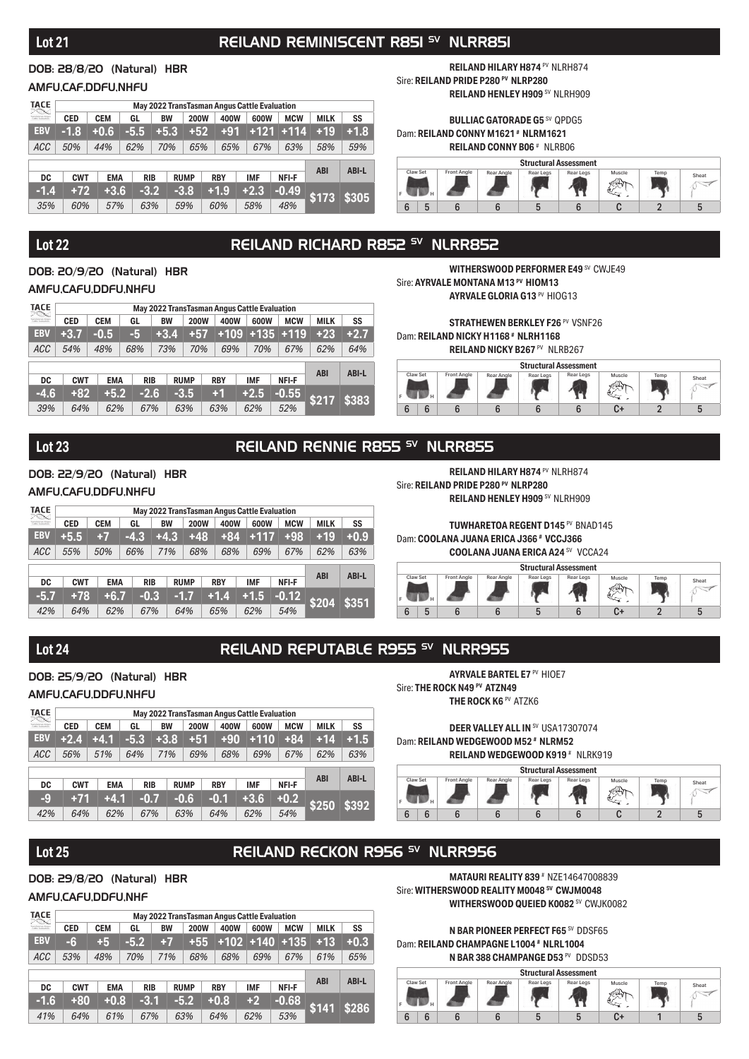## Lot 21 — REILAND REMINISCENT R851 SV NLRR851

**DOB: 28/8/20 (Natural) HBR**

**AMFU,CAF,DDFU,NHFU**

Sire: **REILAND PRIDE P280 PV NLRP280**
- REILAND HILARY H874 PV NLRH874
- REILAND HENLEY H909 SV NLRH909

Dam: **REILAND CONNY M1621 # NLRM1621**
- BULLIAC GATORADE G5 SV QPDG5
- REILAND CONNY B06 # NLRB06

| TACE | May 2022 TransTasman Angus Cattle Evaluation | | | | | | | | | |
|---|---|---|---|---|---|---|---|---|---|---|
| | CED | CEM | GL | BW | 200W | 400W | 600W | MCW | MILK | SS |
| EBV | -1.8 | +0.6 | -5.5 | +5.3 | +52 | +91 | +121 | +114 | +19 | +1.8 |
| ACC | 50% | 44% | 62% | 70% | 65% | 65% | 67% | 63% | 58% | 59% |

| DC | CWT | EMA | RIB | RUMP | RBY | IMF | NFI-F | ABI | ABI-L |
|---|---|---|---|---|---|---|---|---|---|
| -1.4 | +72 | +3.6 | -3.2 | -3.8 | +1.9 | +2.3 | -0.49 | $173 | $305 |
| 35% | 60% | 57% | 63% | 59% | 60% | 58% | 48% | | |

| Structural Assessment | | | | | | | | |
|---|---|---|---|---|---|---|---|---|
| Claw Set F | Claw Set H | Front Angle | Rear Angle | Rear Legs | Rear Legs | Muscle | Temp | Sheat |
| 6 | 5 | 6 | 6 | 5 | 6 | C | 2 | 5 |

## Lot 22 — REILAND RICHARD R852 SV NLRR852

**DOB: 20/9/20 (Natural) HBR**

**AMFU,CAFU,DDFU,NHFU**

Sire: **AYRVALE MONTANA M13 PV HIOM13**
- WITHERSWOOD PERFORMER E49 SV CWJE49
- AYRVALE GLORIA G13 PV HIOG13

Dam: **REILAND NICKY H1168 # NLRH1168**
- STRATHEWEN BERKLEY F26 PV VSNF26
- REILAND NICKY B267 PV NLRB267

| TACE | May 2022 TransTasman Angus Cattle Evaluation | | | | | | | | | |
|---|---|---|---|---|---|---|---|---|---|---|
| | CED | CEM | GL | BW | 200W | 400W | 600W | MCW | MILK | SS |
| EBV | +3.7 | -0.5 | -5 | +3.4 | +57 | +109 | +135 | +119 | +23 | +2.7 |
| ACC | 54% | 48% | 68% | 73% | 70% | 69% | 70% | 67% | 62% | 64% |

| DC | CWT | EMA | RIB | RUMP | RBY | IMF | NFI-F | ABI | ABI-L |
|---|---|---|---|---|---|---|---|---|---|
| -4.6 | +82 | +5.2 | -2.6 | -3.5 | +1 | +2.5 | -0.55 | $217 | $383 |
| 39% | 64% | 62% | 67% | 63% | 63% | 62% | 52% | | |

| Structural Assessment | | | | | | | | |
|---|---|---|---|---|---|---|---|---|
| Claw Set F | Claw Set H | Front Angle | Rear Angle | Rear Legs | Rear Legs | Muscle | Temp | Sheat |
| 6 | 6 | 6 | 6 | 6 | 6 | C+ | 2 | 5 |

## Lot 23 — REILAND RENNIE R855 SV NLRR855

**DOB: 22/9/20 (Natural) HBR**

**AMFU,CAFU,DDFU,NHFU**

Sire: **REILAND PRIDE P280 PV NLRP280**
- REILAND HILARY H874 PV NLRH874
- REILAND HENLEY H909 SV NLRH909

Dam: **COOLANA JUANA ERICA J366 # VCCJ366**
- TUWHARETOA REGENT D145 PV BNAD145
- COOLANA JUANA ERICA A24 SV VCCA24

| TACE | May 2022 TransTasman Angus Cattle Evaluation | | | | | | | | | |
|---|---|---|---|---|---|---|---|---|---|---|
| | CED | CEM | GL | BW | 200W | 400W | 600W | MCW | MILK | SS |
| EBV | +5.5 | +7 | -4.3 | +4.3 | +48 | +84 | +117 | +98 | +19 | +0.9 |
| ACC | 55% | 50% | 66% | 71% | 68% | 68% | 69% | 67% | 62% | 63% |

| DC | CWT | EMA | RIB | RUMP | RBY | IMF | NFI-F | ABI | ABI-L |
|---|---|---|---|---|---|---|---|---|---|
| -5.7 | +78 | +6.7 | -0.3 | -1.7 | +1.4 | +1.5 | -0.12 | $204 | $351 |
| 42% | 64% | 62% | 67% | 64% | 65% | 62% | 54% | | |

| Structural Assessment | | | | | | | | |
|---|---|---|---|---|---|---|---|---|
| Claw Set F | Claw Set H | Front Angle | Rear Angle | Rear Legs | Rear Legs | Muscle | Temp | Sheat |
| 6 | 5 | 6 | 6 | 5 | 6 | C+ | 2 | 5 |

## Lot 24 — REILAND REPUTABLE R955 SV NLRR955

**DOB: 25/9/20 (Natural) HBR**

**AMFU,CAFU,DDFU,NHFU**

Sire: **THE ROCK N49 PV ATZN49**
- AYRVALE BARTEL E7 PV HIOE7
- THE ROCK K6 PV ATZK6

Dam: **REILAND WEDGEWOOD M52 # NLRM52**
- DEER VALLEY ALL IN SV USA17307074
- REILAND WEDGEWOOD K919 # NLRK919

| TACE | May 2022 TransTasman Angus Cattle Evaluation | | | | | | | | | |
|---|---|---|---|---|---|---|---|---|---|---|
| | CED | CEM | GL | BW | 200W | 400W | 600W | MCW | MILK | SS |
| EBV | +2.4 | +4.1 | -5.3 | +3.8 | +51 | +90 | +110 | +84 | +14 | +1.5 |
| ACC | 56% | 51% | 64% | 71% | 69% | 68% | 69% | 67% | 62% | 63% |

| DC | CWT | EMA | RIB | RUMP | RBY | IMF | NFI-F | ABI | ABI-L |
|---|---|---|---|---|---|---|---|---|---|
| -9 | +71 | +4.1 | -0.7 | -0.6 | -0.1 | +3.6 | +0.2 | $250 | $392 |
| 42% | 64% | 62% | 67% | 63% | 64% | 62% | 54% | | |

| Structural Assessment | | | | | | | | |
|---|---|---|---|---|---|---|---|---|
| Claw Set F | Claw Set H | Front Angle | Rear Angle | Rear Legs | Rear Legs | Muscle | Temp | Sheat |
| 6 | 6 | 6 | 6 | 6 | 6 | C | 2 | 5 |

## Lot 25 — REILAND RECKON R956 SV NLRR956

**DOB: 29/8/20 (Natural) HBR**

**AMFU,CAFU,DDFU,NHF**

Sire: **WITHERSWOOD REALITY M0048 SV CWJM0048**
- MATAURI REALITY 839 # NZE14647008839
- WITHERSWOOD QUEIED K0082 SV CWJK0082

Dam: **REILAND CHAMPAGNE L1004 # NLRL1004**
- N BAR PIONEER PERFECT F65 SV DDSF65
- N BAR 388 CHAMPANGE D53 PV DDSD53

| TACE | May 2022 TransTasman Angus Cattle Evaluation | | | | | | | | | |
|---|---|---|---|---|---|---|---|---|---|---|
| | CED | CEM | GL | BW | 200W | 400W | 600W | MCW | MILK | SS |
| EBV | -6 | +5 | -5.2 | +7 | +55 | +102 | +140 | +135 | +13 | +0.3 |
| ACC | 53% | 48% | 70% | 71% | 68% | 68% | 69% | 67% | 61% | 65% |

| DC | CWT | EMA | RIB | RUMP | RBY | IMF | NFI-F | ABI | ABI-L |
|---|---|---|---|---|---|---|---|---|---|
| -1.6 | +80 | +0.8 | -3.1 | -5.2 | +0.8 | +2 | -0.68 | $141 | $286 |
| 41% | 64% | 61% | 67% | 63% | 64% | 62% | 53% | | |

| Structural Assessment | | | | | | | | |
|---|---|---|---|---|---|---|---|---|
| Claw Set F | Claw Set H | Front Angle | Rear Angle | Rear Legs | Rear Legs | Muscle | Temp | Sheat |
| 6 | 6 | 6 | 6 | 5 | 5 | C+ | 1 | 5 |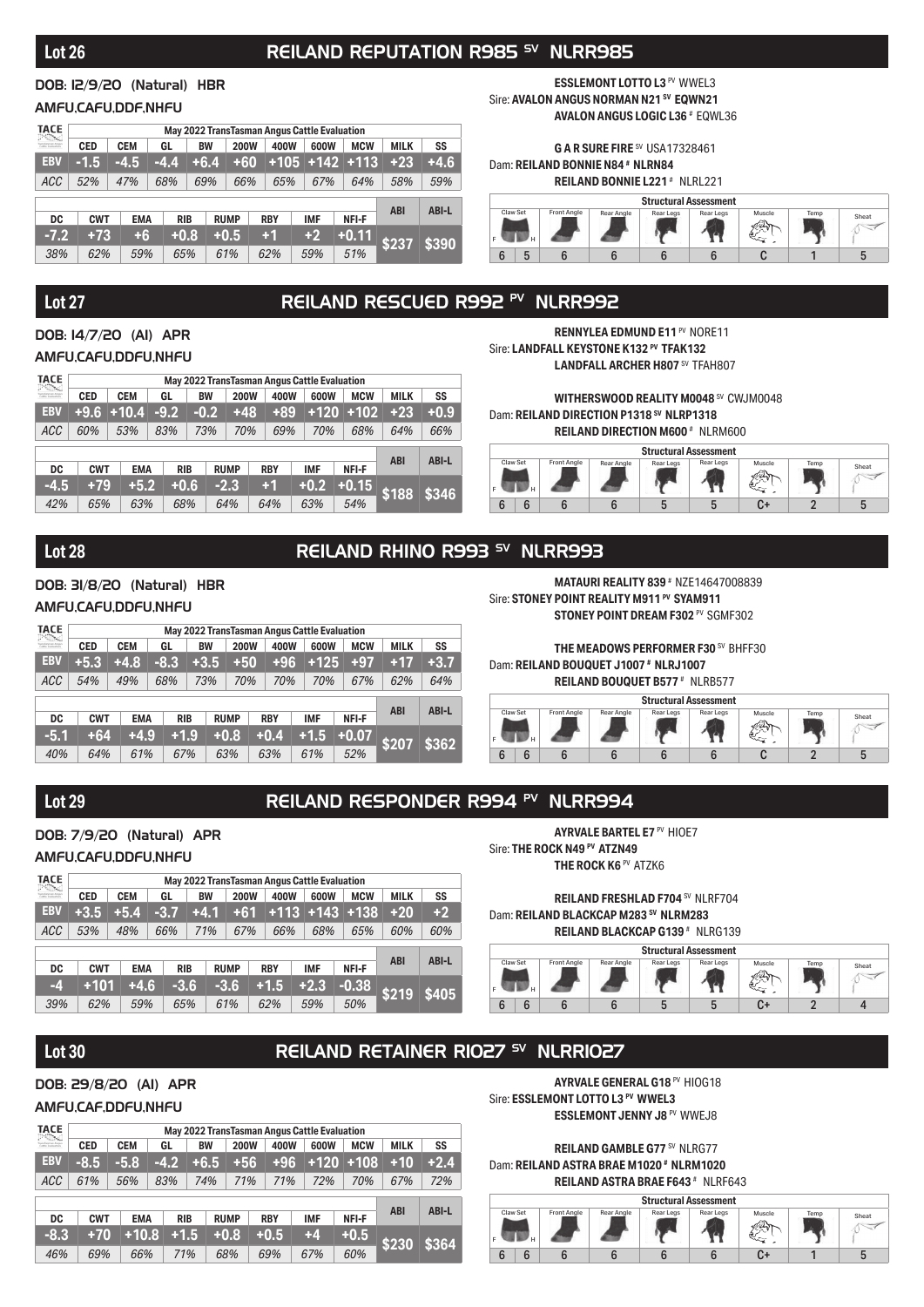## Lot 26 — REILAND REPUTATION R985 SV NLRR985

DOB: 12/9/20 (Natural) HBR

AMFU,CAFU,DDF,NHFU

Sire: **AVALON ANGUS NORMAN N21 SV EQWN21**
- ESSLEMONT LOTTO L3 PV WWEL3
- AVALON ANGUS LOGIC L36 # EQWL36

Dam: **REILAND BONNIE N84 # NLRN84**
- G A R SURE FIRE SV USA17328461
- REILAND BONNIE L221 # NLRL221

| TACE | May 2022 TransTasman Angus Cattle Evaluation | | | | | | | | | |
|---|---|---|---|---|---|---|---|---|---|---|
| | CED | CEM | GL | BW | 200W | 400W | 600W | MCW | MILK | SS |
| EBV | -1.5 | -4.5 | -4.4 | +6.4 | +60 | +105 | +142 | +113 | +23 | +4.6 |
| ACC | 52% | 47% | 68% | 69% | 66% | 65% | 67% | 64% | 58% | 59% |

| DC | CWT | EMA | RIB | RUMP | RBY | IMF | NFI-F | ABI | ABI-L |
|---|---|---|---|---|---|---|---|---|---|
| -7.2 | +73 | +6 | +0.8 | +0.5 | +1 | +2 | +0.11 | $237 | $390 |
| 38% | 62% | 59% | 65% | 61% | 62% | 59% | 51% | | |

| Structural Assessment | | | | | | | | |
|---|---|---|---|---|---|---|---|---|
| Claw Set F | Claw Set H | Front Angle | Rear Angle | Rear Legs | Rear Legs | Muscle | Temp | Sheat |
| 6 | 5 | 6 | 6 | 6 | 6 | C | 1 | 5 |

## Lot 27 — REILAND RESCUED R992 PV NLRR992

DOB: 14/7/20 (AI) APR

AMFU,CAFU,DDFU,NHFU

Sire: **LANDFALL KEYSTONE K132 PV TFAK132**
- RENNYLEA EDMUND E11 PV NORE11
- LANDFALL ARCHER H807 SV TFAH807

Dam: **REILAND DIRECTION P1318 SV NLRP1318**
- WITHERSWOOD REALITY M0048 SV CWJM0048
- REILAND DIRECTION M600 # NLRM600

| TACE | May 2022 TransTasman Angus Cattle Evaluation | | | | | | | | | |
|---|---|---|---|---|---|---|---|---|---|---|
| | CED | CEM | GL | BW | 200W | 400W | 600W | MCW | MILK | SS |
| EBV | +9.6 | +10.4 | -9.2 | -0.2 | +48 | +89 | +120 | +102 | +23 | +0.9 |
| ACC | 60% | 53% | 83% | 73% | 70% | 69% | 70% | 68% | 64% | 66% |

| DC | CWT | EMA | RIB | RUMP | RBY | IMF | NFI-F | ABI | ABI-L |
|---|---|---|---|---|---|---|---|---|---|
| -4.5 | +79 | +5.2 | +0.6 | -2.3 | +1 | +0.2 | +0.15 | $188 | $346 |
| 42% | 65% | 63% | 68% | 64% | 64% | 63% | 54% | | |

| Structural Assessment | | | | | | | | |
|---|---|---|---|---|---|---|---|---|
| Claw Set F | Claw Set H | Front Angle | Rear Angle | Rear Legs | Rear Legs | Muscle | Temp | Sheat |
| 6 | 6 | 6 | 6 | 5 | 5 | C+ | 2 | 5 |

## Lot 28 — REILAND RHINO R993 SV NLRR993

DOB: 31/8/20 (Natural) HBR

AMFU,CAFU,DDFU,NHFU

Sire: **STONEY POINT REALITY M911 PV SYAM911**
- MATAURI REALITY 839 # NZE14647008839
- STONEY POINT DREAM F302 PV SGMF302

Dam: **REILAND BOUQUET J1007 # NLRJ1007**
- THE MEADOWS PERFORMER F30 SV BHFF30
- REILAND BOUQUET B577 # NLRB577

| TACE | May 2022 TransTasman Angus Cattle Evaluation | | | | | | | | | |
|---|---|---|---|---|---|---|---|---|---|---|
| | CED | CEM | GL | BW | 200W | 400W | 600W | MCW | MILK | SS |
| EBV | +5.3 | +4.8 | -8.3 | +3.5 | +50 | +96 | +125 | +97 | +17 | +3.7 |
| ACC | 54% | 49% | 68% | 73% | 70% | 70% | 70% | 67% | 62% | 64% |

| DC | CWT | EMA | RIB | RUMP | RBY | IMF | NFI-F | ABI | ABI-L |
|---|---|---|---|---|---|---|---|---|---|
| -5.1 | +64 | +4.9 | +1.9 | +0.8 | +0.4 | +1.5 | +0.07 | $207 | $362 |
| 40% | 64% | 61% | 67% | 63% | 63% | 61% | 52% | | |

| Structural Assessment | | | | | | | | |
|---|---|---|---|---|---|---|---|---|
| Claw Set F | Claw Set H | Front Angle | Rear Angle | Rear Legs | Rear Legs | Muscle | Temp | Sheat |
| 6 | 6 | 6 | 6 | 6 | 6 | C | 2 | 5 |

## Lot 29 — REILAND RESPONDER R994 PV NLRR994

DOB: 7/9/20 (Natural) APR

AMFU,CAFU,DDFU,NHFU

Sire: **THE ROCK N49 PV ATZN49**
- AYRVALE BARTEL E7 PV HIOE7
- THE ROCK K6 PV ATZK6

Dam: **REILAND BLACKCAP M283 SV NLRM283**
- REILAND FRESHLAD F704 SV NLRF704
- REILAND BLACKCAP G139 # NLRG139

| TACE | May 2022 TransTasman Angus Cattle Evaluation | | | | | | | | | |
|---|---|---|---|---|---|---|---|---|---|---|
| | CED | CEM | GL | BW | 200W | 400W | 600W | MCW | MILK | SS |
| EBV | +3.5 | +5.4 | -3.7 | +4.1 | +61 | +113 | +143 | +138 | +20 | +2 |
| ACC | 53% | 48% | 66% | 71% | 67% | 66% | 68% | 65% | 60% | 60% |

| DC | CWT | EMA | RIB | RUMP | RBY | IMF | NFI-F | ABI | ABI-L |
|---|---|---|---|---|---|---|---|---|---|
| -4 | +101 | +4.6 | -3.6 | -3.6 | +1.5 | +2.3 | -0.38 | $219 | $405 |
| 39% | 62% | 59% | 65% | 61% | 62% | 59% | 50% | | |

| Structural Assessment | | | | | | | | |
|---|---|---|---|---|---|---|---|---|
| Claw Set F | Claw Set H | Front Angle | Rear Angle | Rear Legs | Rear Legs | Muscle | Temp | Sheat |
| 6 | 6 | 6 | 6 | 5 | 5 | C+ | 2 | 4 |

## Lot 30 — REILAND RETAINER R1027 SV NLRR1027

DOB: 29/8/20 (AI) APR

AMFU,CAF,DDFU,NHFU

Sire: **ESSLEMONT LOTTO L3 PV WWEL3**
- AYRVALE GENERAL G18 PV HIOG18
- ESSLEMONT JENNY J8 PV WWEJ8

Dam: **REILAND ASTRA BRAE M1020 # NLRM1020**
- REILAND GAMBLE G77 SV NLRG77
- REILAND ASTRA BRAE F643 # NLRF643

| TACE | May 2022 TransTasman Angus Cattle Evaluation | | | | | | | | | |
|---|---|---|---|---|---|---|---|---|---|---|
| | CED | CEM | GL | BW | 200W | 400W | 600W | MCW | MILK | SS |
| EBV | -8.5 | -5.8 | -4.2 | +6.5 | +56 | +96 | +120 | +108 | +10 | +2.4 |
| ACC | 61% | 56% | 83% | 74% | 71% | 71% | 72% | 70% | 67% | 72% |

| DC | CWT | EMA | RIB | RUMP | RBY | IMF | NFI-F | ABI | ABI-L |
|---|---|---|---|---|---|---|---|---|---|
| -8.3 | +70 | +10.8 | +1.5 | +0.8 | +0.5 | +4 | +0.5 | $230 | $364 |
| 46% | 69% | 66% | 71% | 68% | 69% | 67% | 60% | | |

| Structural Assessment | | | | | | | | |
|---|---|---|---|---|---|---|---|---|
| Claw Set F | Claw Set H | Front Angle | Rear Angle | Rear Legs | Rear Legs | Muscle | Temp | Sheat |
| 6 | 6 | 6 | 6 | 6 | 6 | C+ | 1 | 5 |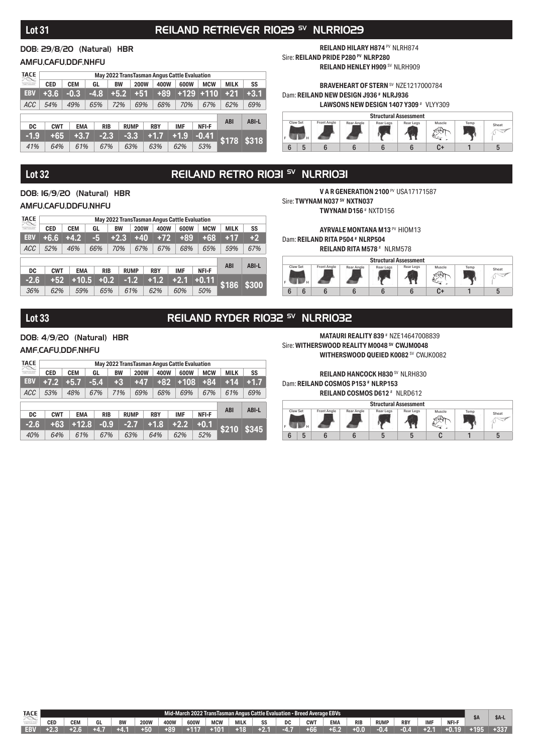## Lot 31 — REILAND RETRIEVER R1029 SV NLRR1029

**DOB: 29/8/20 (Natural) HBR**

**AMFU,CAFU,DDF,NHFU**

| TACE | May 2022 TransTasman Angus Cattle Evaluation | | | | | | | | | |
|---|---|---|---|---|---|---|---|---|---|---|
| | CED | CEM | GL | BW | 200W | 400W | 600W | MCW | MILK | SS |
| EBV | +3.6 | -0.3 | -4.8 | +5.2 | +51 | +89 | +129 | +110 | +21 | +3.1 |
| ACC | 54% | 49% | 65% | 72% | 69% | 68% | 70% | 67% | 62% | 69% |

| DC | CWT | EMA | RIB | RUMP | RBY | IMF | NFI-F | ABI | ABI-L |
|---|---|---|---|---|---|---|---|---|---|
| -1.9 | +65 | +3.7 | -2.3 | -3.3 | +1.7 | +1.9 | -0.41 | $178 | $318 |
| 41% | 64% | 61% | 67% | 63% | 63% | 62% | 53% | | |

REILAND HILARY H874 PV NLRH874
Sire: **REILAND PRIDE P280 PV NLRP280**
REILAND HENLEY H909 SV NLRH909

BRAVEHEART OF STERN SV NZE1217000784
Dam: **REILAND NEW DESIGN J936 # NLRJ936**
LAWSONS NEW DESIGN 1407 Y309 # VLYY309

| Structural Assessment | | | | | | | | |
|---|---|---|---|---|---|---|---|---|
| Claw Set F | Claw Set H | Front Angle | Rear Angle | Rear Legs | Rear Legs | Muscle | Temp | Sheat |
| 6 | 5 | 6 | 6 | 6 | 6 | C+ | 1 | 5 |

## Lot 32 — REILAND RETRO R1031 SV NLRR1031

**DOB: 16/9/20 (Natural) HBR**

**AMFU,CAFU,DDFU,NHFU**

| TACE | May 2022 TransTasman Angus Cattle Evaluation | | | | | | | | | |
|---|---|---|---|---|---|---|---|---|---|---|
| | CED | CEM | GL | BW | 200W | 400W | 600W | MCW | MILK | SS |
| EBV | +6.6 | +4.2 | -5 | +2.3 | +40 | +72 | +89 | +68 | +17 | +2 |
| ACC | 52% | 46% | 66% | 70% | 67% | 67% | 68% | 65% | 59% | 67% |

| DC | CWT | EMA | RIB | RUMP | RBY | IMF | NFI-F | ABI | ABI-L |
|---|---|---|---|---|---|---|---|---|---|
| -2.6 | +52 | +10.5 | +0.2 | -1.2 | +1.2 | +2.1 | +0.11 | $186 | $300 |
| 36% | 62% | 59% | 65% | 61% | 62% | 60% | 50% | | |

V A R GENERATION 2100 PV USA17171587
Sire: **TWYNAM N037 SV NXTN037**
TWYNAM D156 # NXTD156

AYRVALE MONTANA M13 PV HIOM13
Dam: **REILAND RITA P504 # NLRP504**
REILAND RITA M578 # NLRM578

| Structural Assessment | | | | | | | | |
|---|---|---|---|---|---|---|---|---|
| Claw Set F | Claw Set H | Front Angle | Rear Angle | Rear Legs | Rear Legs | Muscle | Temp | Sheat |
| 6 | 6 | 6 | 6 | 6 | 6 | C+ | 1 | 5 |

## Lot 33 — REILAND RYDER R1032 SV NLRR1032

**DOB: 4/9/20 (Natural) HBR**

**AMF,CAFU,DDF,NHFU**

| TACE | May 2022 TransTasman Angus Cattle Evaluation | | | | | | | | | |
|---|---|---|---|---|---|---|---|---|---|---|
| | CED | CEM | GL | BW | 200W | 400W | 600W | MCW | MILK | SS |
| EBV | +7.2 | +5.7 | -5.4 | +3 | +47 | +82 | +108 | +84 | +14 | +1.7 |
| ACC | 53% | 48% | 67% | 71% | 69% | 68% | 69% | 67% | 61% | 69% |

| DC | CWT | EMA | RIB | RUMP | RBY | IMF | NFI-F | ABI | ABI-L |
|---|---|---|---|---|---|---|---|---|---|
| -2.6 | +63 | +12.8 | -0.9 | -2.7 | +1.8 | +2.2 | +0.1 | $210 | $345 |
| 40% | 64% | 61% | 67% | 63% | 64% | 62% | 52% | | |

MATAURI REALITY 839 # NZE14647008839
Sire: **WITHERSWOOD REALITY M0048 SV CWJM0048**
WITHERSWOOD QUEIED K0082 SV CWJK0082

REILAND HANCOCK H830 SV NLRH830
Dam: **REILAND COSMOS P153 # NLRP153**
REILAND COSMOS D612 # NLRD612

| Structural Assessment | | | | | | | | |
|---|---|---|---|---|---|---|---|---|
| Claw Set F | Claw Set H | Front Angle | Rear Angle | Rear Legs | Rear Legs | Muscle | Temp | Sheat |
| 6 | 5 | 6 | 6 | 5 | 5 | C | 1 | 5 |

| TACE | Mid-March 2022 TransTasman Angus Cattle Evaluation - Breed Average EBVs | | | | | | | | | | | | | | | | | | | |
|---|---|---|---|---|---|---|---|---|---|---|---|---|---|---|---|---|---|---|---|---|
| | CED | CEM | GL | BW | 200W | 400W | 600W | MCW | MILK | SS | DC | CWT | EMA | RIB | RUMP | RBY | IMF | NFI-F | $A | $A-L |
| EBV | +2.3 | +2.6 | +4.7 | +4.1 | +50 | +89 | +117 | +101 | +18 | +2.1 | -4.7 | +66 | +6.2 | +0.0 | -0.4 | -0.4 | +2.1 | +0.19 | +195 | +337 |